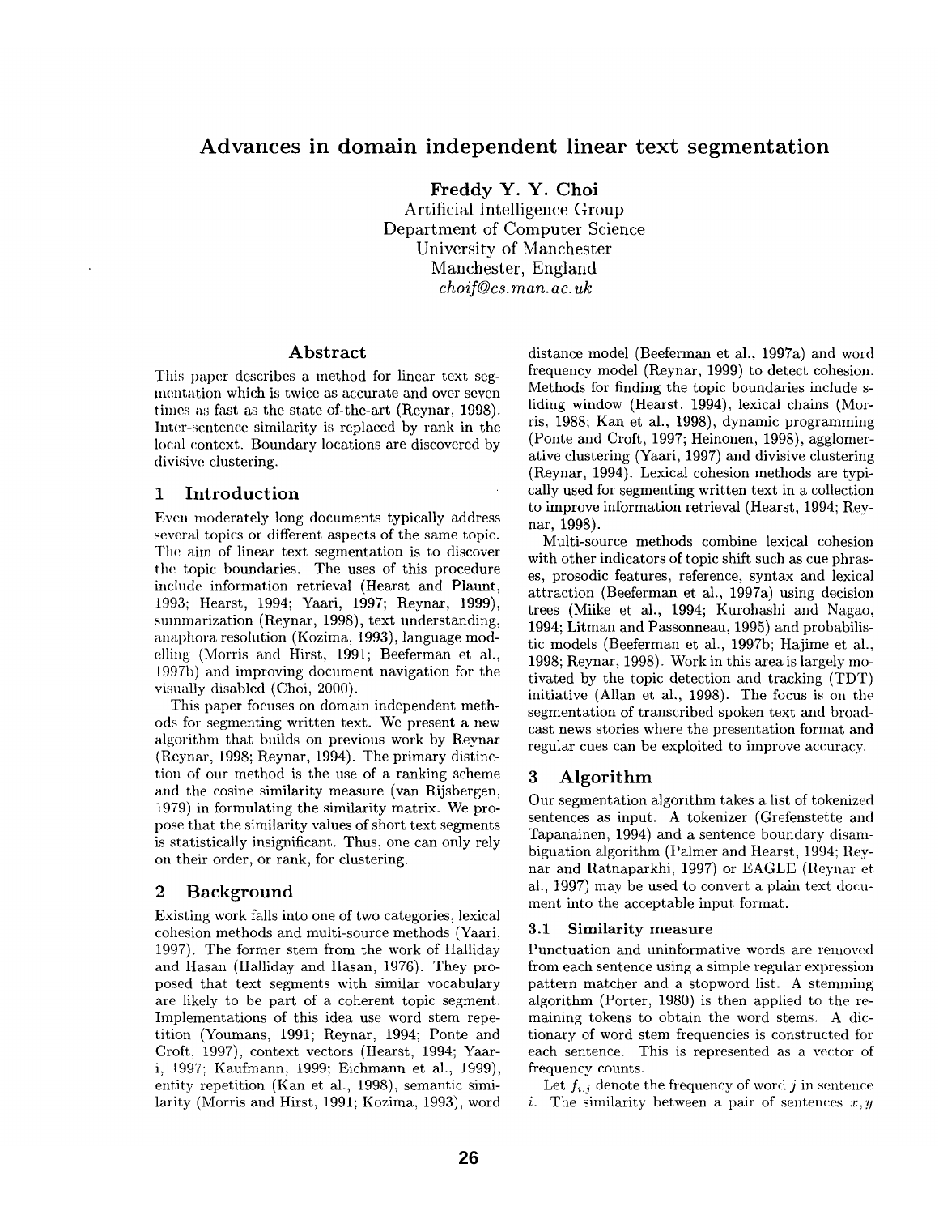# Advances in domain independent linear text segmentation

**Freddy Y. Y. Choi**
Artificial Intelligence Group
Department of Computer Science
University of Manchester
Manchester, England
*choif@cs.man.ac.uk*

## Abstract

This paper describes a method for linear text segmentation which is twice as accurate and over seven times as fast as the state-of-the-art (Reynar, 1998). Inter-sentence similarity is replaced by rank in the local context. Boundary locations are discovered by divisive clustering.

## 1 Introduction

Even moderately long documents typically address several topics or different aspects of the same topic. The aim of linear text segmentation is to discover the topic boundaries. The uses of this procedure include information retrieval (Hearst and Plaunt, 1993; Hearst, 1994; Yaari, 1997; Reynar, 1999), summarization (Reynar, 1998), text understanding, anaphora resolution (Kozima, 1993), language modelling (Morris and Hirst, 1991; Beeferman et al., 1997b) and improving document navigation for the visually disabled (Choi, 2000).

This paper focuses on domain independent methods for segmenting written text. We present a new algorithm that builds on previous work by Reynar (Reynar, 1998; Reynar, 1994). The primary distinction of our method is the use of a ranking scheme and the cosine similarity measure (van Rijsbergen, 1979) in formulating the similarity matrix. We propose that the similarity values of short text segments is statistically insignificant. Thus, one can only rely on their order, or rank, for clustering.

## 2 Background

Existing work falls into one of two categories, lexical cohesion methods and multi-source methods (Yaari, 1997). The former stem from the work of Halliday and Hasan (Halliday and Hasan, 1976). They proposed that text segments with similar vocabulary are likely to be part of a coherent topic segment. Implementations of this idea use word stem repetition (Youmans, 1991; Reynar, 1994; Ponte and Croft, 1997), context vectors (Hearst, 1994; Yaari, 1997; Kaufmann, 1999; Eichmann et al., 1999), entity repetition (Kan et al., 1998), semantic similarity (Morris and Hirst, 1991; Kozima, 1993), word distance model (Beeferman et al., 1997a) and word frequency model (Reynar, 1999) to detect cohesion. Methods for finding the topic boundaries include sliding window (Hearst, 1994), lexical chains (Morris, 1988; Kan et al., 1998), dynamic programming (Ponte and Croft, 1997; Heinonen, 1998), agglomerative clustering (Yaari, 1997) and divisive clustering (Reynar, 1994). Lexical cohesion methods are typically used for segmenting written text in a collection to improve information retrieval (Hearst, 1994; Reynar, 1998).

Multi-source methods combine lexical cohesion with other indicators of topic shift such as cue phrases, prosodic features, reference, syntax and lexical attraction (Beeferman et al., 1997a) using decision trees (Miike et al., 1994; Kurohashi and Nagao, 1994; Litman and Passonneau, 1995) and probabilistic models (Beeferman et al., 1997b; Hajime et al., 1998; Reynar, 1998). Work in this area is largely motivated by the topic detection and tracking (TDT) initiative (Allan et al., 1998). The focus is on the segmentation of transcribed spoken text and broadcast news stories where the presentation format and regular cues can be exploited to improve accuracy.

## 3 Algorithm

Our segmentation algorithm takes a list of tokenized sentences as input. A tokenizer (Grefenstette and Tapanainen, 1994) and a sentence boundary disambiguation algorithm (Palmer and Hearst, 1994; Reynar and Ratnaparkhi, 1997) or EAGLE (Reynar et al., 1997) may be used to convert a plain text document into the acceptable input format.

### 3.1 Similarity measure

Punctuation and uninformative words are removed from each sentence using a simple regular expression pattern matcher and a stopword list. A stemming algorithm (Porter, 1980) is then applied to the remaining tokens to obtain the word stems. A dictionary of word stem frequencies is constructed for each sentence. This is represented as a vector of frequency counts.

Let $f_{i,j}$ denote the frequency of word $j$ in sentence $i$. The similarity between a pair of sentences $x, y$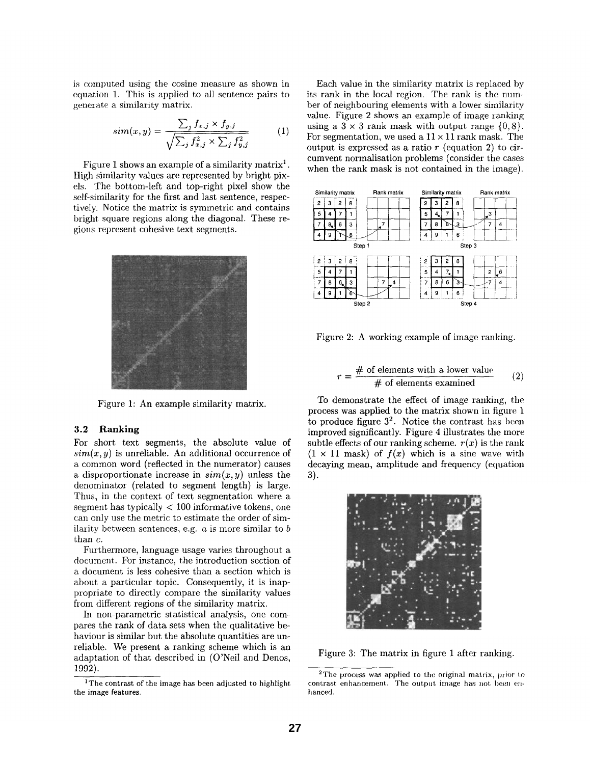is computed using the cosine measure as shown in equation 1. This is applied to all sentence pairs to generate a similarity matrix.

$$sim(x,y) = \frac{\sum_j f_{x,j} \times f_{y,j}}{\sqrt{\sum_j f_{x,j}^2 \times \sum_j f_{y,j}^2}} \quad (1)$$

Figure 1 shows an example of a similarity matrix[1]. High similarity values are represented by bright pixels. The bottom-left and top-right pixel show the self-similarity for the first and last sentence, respectively. Notice the matrix is symmetric and contains bright square regions along the diagonal. These regions represent cohesive text segments.

Figure 1: An example similarity matrix.

### 3.2 Ranking

For short text segments, the absolute value of $sim(x,y)$ is unreliable. An additional occurrence of a common word (reflected in the numerator) causes a disproportionate increase in $sim(x,y)$ unless the denominator (related to segment length) is large. Thus, in the context of text segmentation where a segment has typically < 100 informative tokens, one can only use the metric to estimate the order of similarity between sentences, e.g. *a* is more similar to *b* than *c*.

Furthermore, language usage varies throughout a document. For instance, the introduction section of a document is less cohesive than a section which is about a particular topic. Consequently, it is inappropriate to directly compare the similarity values from different regions of the similarity matrix.

In non-parametric statistical analysis, one compares the rank of data sets when the qualitative behaviour is similar but the absolute quantities are unreliable. We present a ranking scheme which is an adaptation of that described in (O'Neil and Denos, 1992).

[1] The contrast of the image has been adjusted to highlight the image features.

Each value in the similarity matrix is replaced by its rank in the local region. The rank is the number of neighbouring elements with a lower similarity value. Figure 2 shows an example of image ranking using a $3 \times 3$ rank mask with output range $\{0, 8\}$. For segmentation, we used a $11 \times 11$ rank mask. The output is expressed as a ratio $r$ (equation 2) to circumvent normalisation problems (consider the cases when the rank mask is not contained in the image).

Figure 2: A working example of image ranking.

$$r = \frac{\text{\# of elements with a lower value}}{\text{\# of elements examined}} \quad (2)$$

To demonstrate the effect of image ranking, the process was applied to the matrix shown in figure 1 to produce figure 3[2]. Notice the contrast has been improved significantly. Figure 4 illustrates the more subtle effects of our ranking scheme. $r(x)$ is the rank ($1 \times 11$ mask) of $f(x)$ which is a sine wave with decaying mean, amplitude and frequency (equation 3).

Figure 3: The matrix in figure 1 after ranking.

[2] The process was applied to the original matrix, prior to contrast enhancement. The output image has not been enhanced.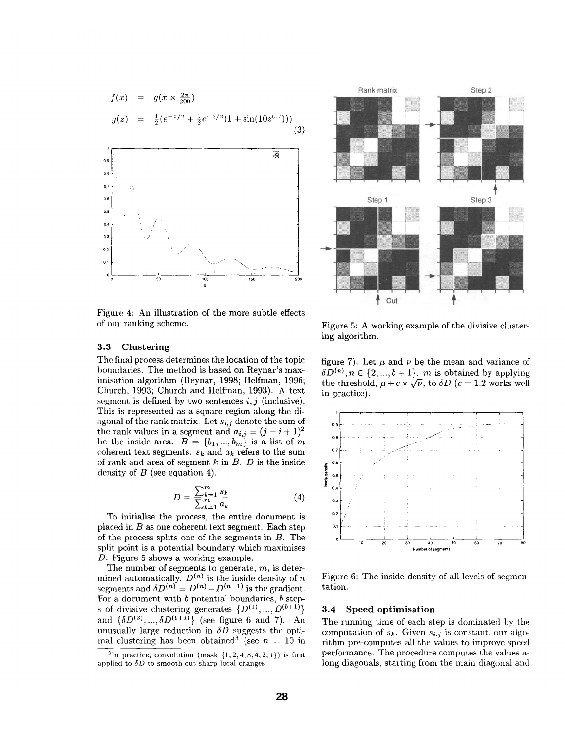$$
\begin{aligned}
f(x) &= g(x \times \tfrac{2\pi}{200}) \\
g(z) &= \tfrac{1}{2}(e^{-z/2} + \tfrac{1}{2}e^{-z/2}(1 + \sin(10z^{0.7})))
\end{aligned} \tag{3}
$$

Figure 4: An illustration of the more subtle effects of our ranking scheme.

### 3.3 Clustering

The final process determines the location of the topic boundaries. The method is based on Reynar's maximisation algorithm (Reynar, 1998; Helfman, 1996; Church, 1993; Church and Helfman, 1993). A text segment is defined by two sentences $i, j$ (inclusive). This is represented as a square region along the diagonal of the rank matrix. Let $s_{i,j}$ denote the sum of the rank values in a segment and $a_{i,j} = (j - i + 1)^2$ be the inside area. $B = \{b_1, ..., b_m\}$ is a list of $m$ coherent text segments. $s_k$ and $a_k$ refers to the sum of rank and area of segment $k$ in $B$. $D$ is the inside density of $B$ (see equation 4).

$$
D = \frac{\sum_{k=1}^{m} s_k}{\sum_{k=1}^{m} a_k} \tag{4}
$$

To initialise the process, the entire document is placed in $B$ as one coherent text segment. Each step of the process splits one of the segments in $B$. The split point is a potential boundary which maximises $D$. Figure 5 shows a working example.

The number of segments to generate, $m$, is determined automatically. $D^{(n)}$ is the inside density of $n$ segments and $\delta D^{(n)} = D^{(n)} - D^{(n-1)}$ is the gradient. For a document with $b$ potential boundaries, $b$ steps of divisive clustering generates $\{D^{(1)}, ..., D^{(b+1)}\}$ and $\{\delta D^{(2)}, ..., \delta D^{(b+1)}\}$ (see figure 6 and 7). An unusually large reduction in $\delta D$ suggests the optimal clustering has been obtained[3] (see $n = 10$ in figure 7). Let $\mu$ and $\nu$ be the mean and variance of $\delta D^{(n)}, n \in \{2, ..., b + 1\}$. $m$ is obtained by applying the threshold, $\mu + c \times \sqrt{\nu}$, to $\delta D$ ($c = 1.2$ works well in practice).

[3] In practice, convolution (mask $\{1, 2, 4, 8, 4, 2, 1\}$) is first applied to $\delta D$ to smooth out sharp local changes

Figure 5: A working example of the divisive clustering algorithm.

Figure 6: The inside density of all levels of segmentation.

### 3.4 Speed optimisation

The running time of each step is dominated by the computation of $s_k$. Given $s_{i,j}$ is constant, our algorithm pre-computes all the values to improve speed performance. The procedure computes the values along diagonals, starting from the main diagonal and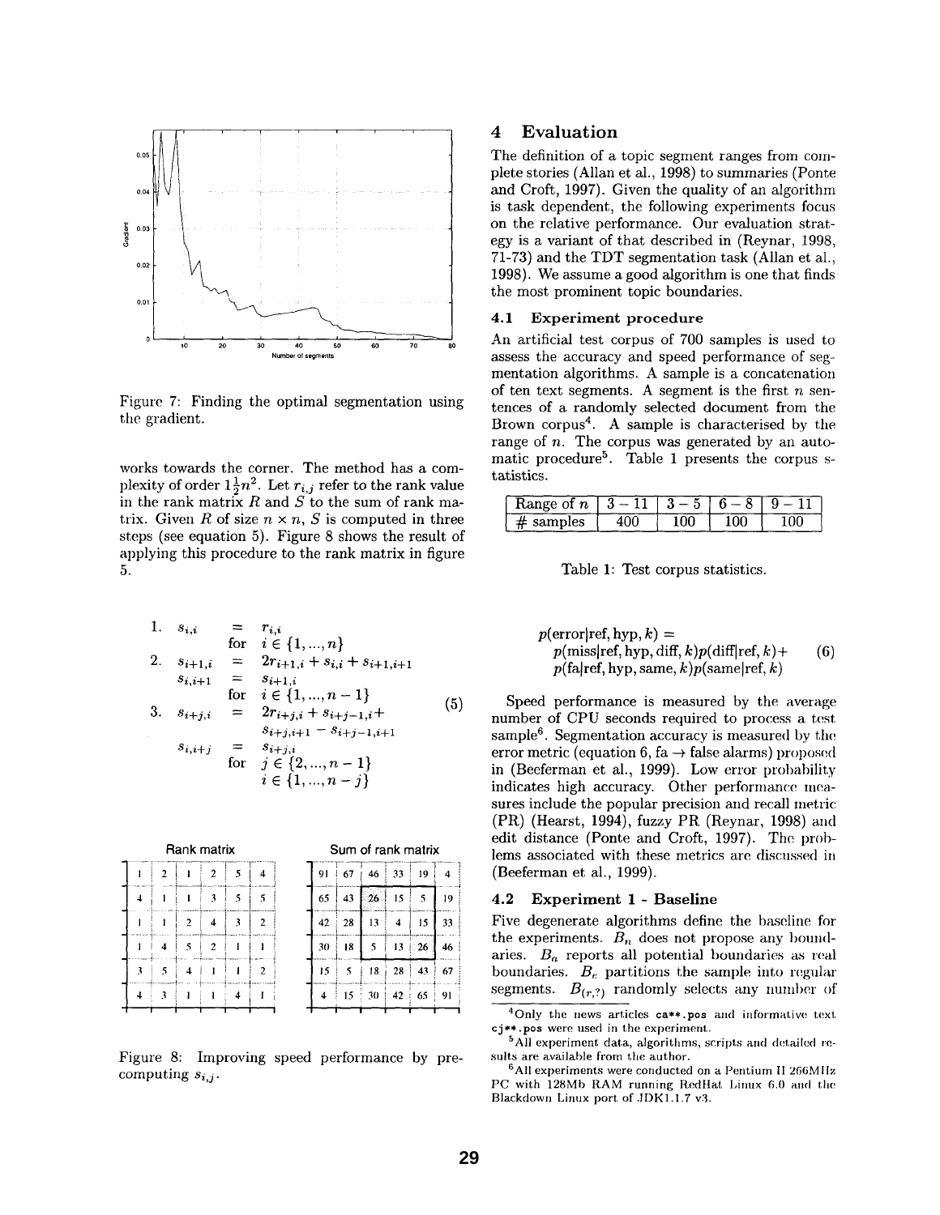Figure 7: Finding the optimal segmentation using the gradient.

works towards the corner. The method has a complexity of order $1\frac{1}{2}n^2$. Let $r_{i,j}$ refer to the rank value in the rank matrix $R$ and $S$ to the sum of rank matrix. Given $R$ of size $n \times n$, $S$ is computed in three steps (see equation 5). Figure 8 shows the result of applying this procedure to the rank matrix in figure 5.

$$
\begin{array}{llcl}
1. & s_{i,i} & = & r_{i,i} \\
 & & \text{for} & i \in \{1, ..., n\} \\
2. & s_{i+1,i} & = & 2r_{i+1,i} + s_{i,i} + s_{i+1,i+1} \\
 & s_{i,i+1} & = & s_{i+1,i} \\
 & & \text{for} & i \in \{1, ..., n-1\} \\
3. & s_{i+j,i} & = & 2r_{i+j,i} + s_{i+j-1,i} + \\
 & & & s_{i+j,i+1} - s_{i+j-1,i+1} \\
 & s_{i,i+j} & = & s_{i+j,i} \\
 & & \text{for} & j \in \{2, ..., n-1\} \\
 & & & i \in \{1, ..., n-j\}
\end{array} \quad (5)
$$

Rank matrix

| | | | | | |
|---|---|---|---|---|---|
| 1 | 2 | 1 | 2 | 5 | 4 |
| 4 | 1 | 1 | 3 | 5 | 5 |
| 1 | 1 | 2 | 4 | 3 | 2 |
| 1 | 4 | 5 | 2 | 1 | 1 |
| 3 | 5 | 4 | 1 | 1 | 2 |
| 4 | 3 | 1 | 1 | 4 | 1 |

Sum of rank matrix

| | | | | | |
|---|---|---|---|---|---|
| 91 | 67 | 46 | 33 | 19 | 4 |
| 65 | 43 | 26 | 15 | 5 | 19 |
| 42 | 28 | 13 | 4 | 15 | 33 |
| 30 | 18 | 5 | 13 | 26 | 46 |
| 15 | 5 | 18 | 28 | 43 | 67 |
| 4 | 15 | 30 | 42 | 65 | 91 |

Figure 8: Improving speed performance by precomputing $s_{i,j}$.

## 4 Evaluation

The definition of a topic segment ranges from complete stories (Allan et al., 1998) to summaries (Ponte and Croft, 1997). Given the quality of an algorithm is task dependent, the following experiments focus on the relative performance. Our evaluation strategy is a variant of that described in (Reynar, 1998, 71-73) and the TDT segmentation task (Allan et al., 1998). We assume a good algorithm is one that finds the most prominent topic boundaries.

### 4.1 Experiment procedure

An artificial test corpus of 700 samples is used to assess the accuracy and speed performance of segmentation algorithms. A sample is a concatenation of ten text segments. A segment is the first $n$ sentences of a randomly selected document from the Brown corpus[4]. A sample is characterised by the range of $n$. The corpus was generated by an automatic procedure[5]. Table 1 presents the corpus statistics.

| Range of $n$ | $3-11$ | $3-5$ | $6-8$ | $9-11$ |
|---|---|---|---|---|
| # samples | 400 | 100 | 100 | 100 |

Table 1: Test corpus statistics.

$$
\begin{array}{l}
p(\text{error}|\text{ref}, \text{hyp}, k) = \\
\quad p(\text{miss}|\text{ref}, \text{hyp}, \text{diff}, k)p(\text{diff}|\text{ref}, k) + \\
\quad p(\text{fa}|\text{ref}, \text{hyp}, \text{same}, k)p(\text{same}|\text{ref}, k)
\end{array} \quad (6)
$$

Speed performance is measured by the average number of CPU seconds required to process a test sample[6]. Segmentation accuracy is measured by the error metric (equation 6, fa $\rightarrow$ false alarms) proposed in (Beeferman et al., 1999). Low error probability indicates high accuracy. Other performance measures include the popular precision and recall metric (PR) (Hearst, 1994), fuzzy PR (Reynar, 1998) and edit distance (Ponte and Croft, 1997). The problems associated with these metrics are discussed in (Beeferman et al., 1999).

### 4.2 Experiment 1 - Baseline

Five degenerate algorithms define the baseline for the experiments. $B_n$ does not propose any boundaries. $B_a$ reports all potential boundaries as real boundaries. $B_e$ partitions the sample into regular segments. $B_{(r,?)}$ randomly selects any number of

[4] Only the news articles ca**.pos and informative text cj**.pos were used in the experiment.

[5] All experiment data, algorithms, scripts and detailed results are available from the author.

[6] All experiments were conducted on a Pentium II 266MHz PC with 128Mb RAM running RedHat Linux 6.0 and the Blackdown Linux port of JDK1.1.7 v3.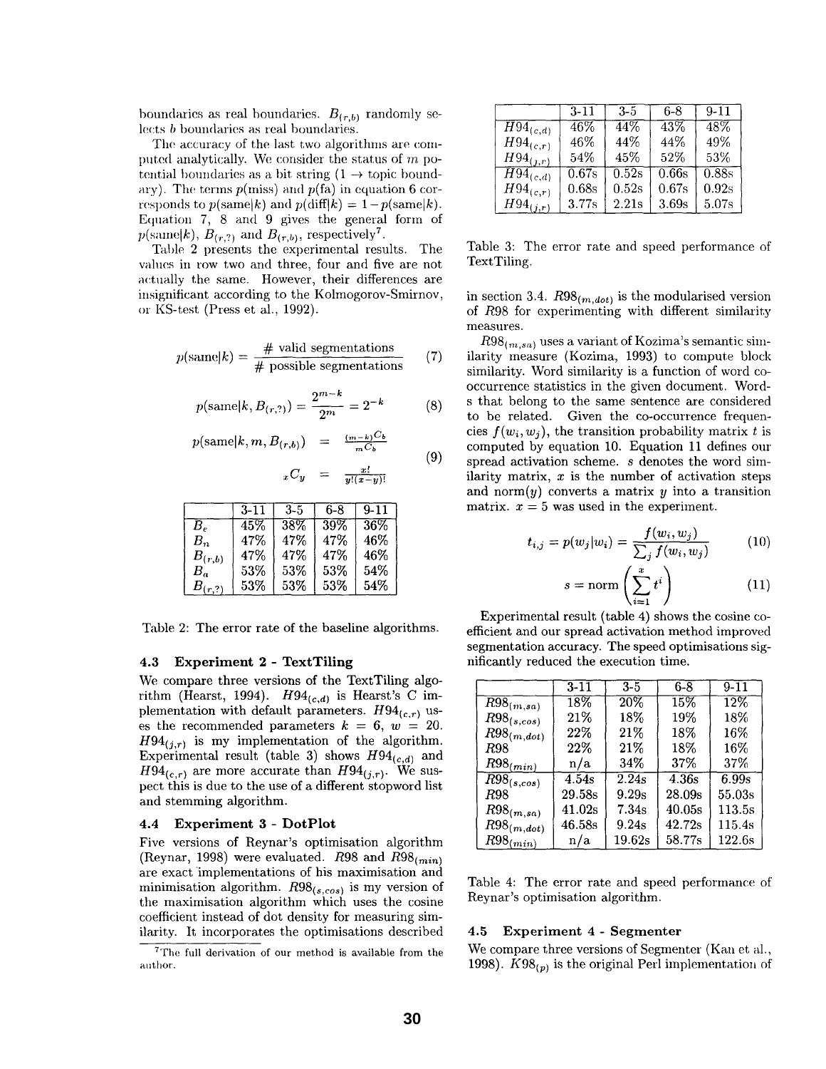boundaries as real boundaries. $B_{(r,b)}$ randomly selects $b$ boundaries as real boundaries.

The accuracy of the last two algorithms are computed analytically. We consider the status of $m$ potential boundaries as a bit string ($1 \rightarrow$ topic boundary). The terms $p(\text{miss})$ and $p(\text{fa})$ in equation 6 corresponds to $p(\text{same}|k)$ and $p(\text{diff}|k) = 1 - p(\text{same}|k)$. Equation 7, 8 and 9 gives the general form of $p(\text{same}|k)$, $B_{(r,?)}$ and $B_{(r,b)}$, respectively[7].

Table 2 presents the experimental results. The values in row two and three, four and five are not actually the same. However, their differences are insignificant according to the Kolmogorov-Smirnov, or KS-test (Press et al., 1992).

$$p(\text{same}|k) = \frac{\#\text{ valid segmentations}}{\#\text{ possible segmentations}} \tag{7}$$

$$p(\text{same}|k, B_{(r,?)}) = \frac{2^{m-k}}{2^m} = 2^{-k} \tag{8}$$

$$\begin{aligned} p(\text{same}|k, m, B_{(r,b)}) &= \frac{{}_{(m-k)}C_b}{{}_mC_b} \\ {}_xC_y &= \frac{x!}{y!(x-y)!} \end{aligned} \tag{9}$$

| | 3-11 | 3-5 | 6-8 | 9-11 |
|---|---|---|---|---|
| $B_e$ | 45% | 38% | 39% | 36% |
| $B_n$ | 47% | 47% | 47% | 46% |
| $B_{(r,b)}$ | 47% | 47% | 47% | 46% |
| $B_a$ | 53% | 53% | 53% | 54% |
| $B_{(r,?)}$ | 53% | 53% | 53% | 54% |

Table 2: The error rate of the baseline algorithms.

### 4.3 Experiment 2 - TextTiling

We compare three versions of the TextTiling algorithm (Hearst, 1994). $H94_{(c,d)}$ is Hearst's C implementation with default parameters. $H94_{(c,r)}$ uses the recommended parameters $k = 6$, $w = 20$. $H94_{(j,r)}$ is my implementation of the algorithm. Experimental result (table 3) shows $H94_{(c,d)}$ and $H94_{(c,r)}$ are more accurate than $H94_{(j,r)}$. We suspect this is due to the use of a different stopword list and stemming algorithm.

### 4.4 Experiment 3 - DotPlot

Five versions of Reynar's optimisation algorithm (Reynar, 1998) were evaluated. $R98$ and $R98_{(min)}$ are exact implementations of his maximisation and minimisation algorithm. $R98_{(s,cos)}$ is my version of the maximisation algorithm which uses the cosine coefficient instead of dot density for measuring similarity. It incorporates the optimisations described

[7] The full derivation of our method is available from the author.

| | 3-11 | 3-5 | 6-8 | 9-11 |
|---|---|---|---|---|
| $H94_{(c,d)}$ | 46% | 44% | 43% | 48% |
| $H94_{(c,r)}$ | 46% | 44% | 44% | 49% |
| $H94_{(j,r)}$ | 54% | 45% | 52% | 53% |
| $H94_{(c,d)}$ | 0.67s | 0.52s | 0.66s | 0.88s |
| $H94_{(c,r)}$ | 0.68s | 0.52s | 0.67s | 0.92s |
| $H94_{(j,r)}$ | 3.77s | 2.21s | 3.69s | 5.07s |

Table 3: The error rate and speed performance of TextTiling.

in section 3.4. $R98_{(m,dot)}$ is the modularised version of $R98$ for experimenting with different similarity measures.

$R98_{(m,sa)}$ uses a variant of Kozima's semantic similarity measure (Kozima, 1993) to compute block similarity. Word similarity is a function of word co-occurrence statistics in the given document. Words that belong to the same sentence are considered to be related. Given the co-occurrence frequencies $f(w_i, w_j)$, the transition probability matrix $t$ is computed by equation 10. Equation 11 defines our spread activation scheme. $s$ denotes the word similarity matrix, $x$ is the number of activation steps and norm($y$) converts a matrix $y$ into a transition matrix. $x = 5$ was used in the experiment.

$$t_{i,j} = p(w_j|w_i) = \frac{f(w_i, w_j)}{\sum_j f(w_i, w_j)} \tag{10}$$

$$s = \text{norm}\left(\sum_{i=1}^{x} t^i\right) \tag{11}$$

Experimental result (table 4) shows the cosine coefficient and our spread activation method improved segmentation accuracy. The speed optimisations significantly reduced the execution time.

| | 3-11 | 3-5 | 6-8 | 9-11 |
|---|---|---|---|---|
| $R98_{(m,sa)}$ | 18% | 20% | 15% | 12% |
| $R98_{(s,cos)}$ | 21% | 18% | 19% | 18% |
| $R98_{(m,dot)}$ | 22% | 21% | 18% | 16% |
| $R98$ | 22% | 21% | 18% | 16% |
| $R98_{(min)}$ | n/a | 34% | 37% | 37% |
| $R98_{(s,cos)}$ | 4.54s | 2.24s | 4.36s | 6.99s |
| $R98$ | 29.58s | 9.29s | 28.09s | 55.03s |
| $R98_{(m,sa)}$ | 41.02s | 7.34s | 40.05s | 113.5s |
| $R98_{(m,dot)}$ | 46.58s | 9.24s | 42.72s | 115.4s |
| $R98_{(min)}$ | n/a | 19.62s | 58.77s | 122.6s |

Table 4: The error rate and speed performance of Reynar's optimisation algorithm.

### 4.5 Experiment 4 - Segmenter

We compare three versions of Segmenter (Kan et al., 1998). $K98_{(p)}$ is the original Perl implementation of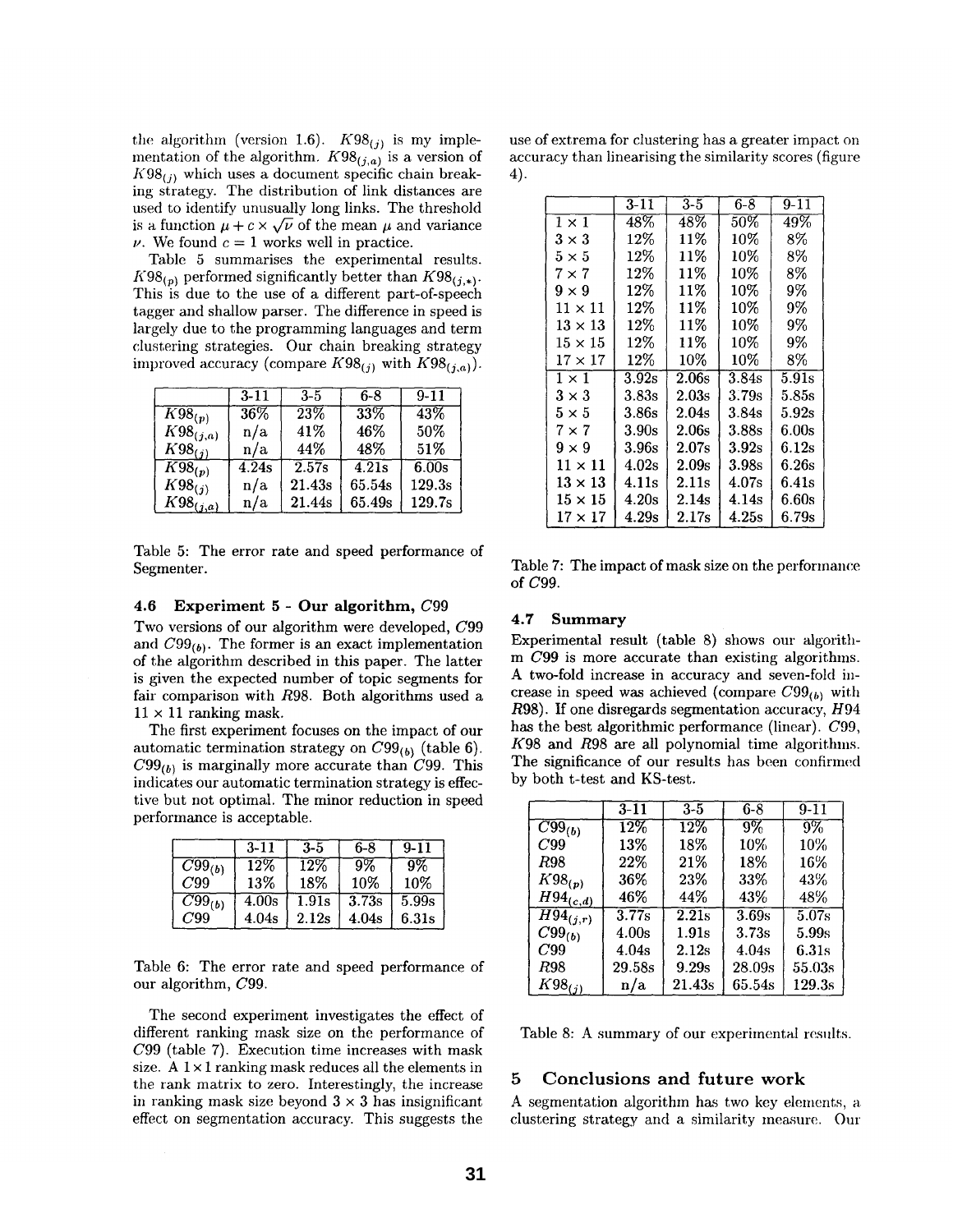the algorithm (version 1.6). $K98_{(j)}$ is my implementation of the algorithm. $K98_{(j,a)}$ is a version of $K98_{(j)}$ which uses a document specific chain breaking strategy. The distribution of link distances are used to identify unusually long links. The threshold is a function $\mu + c \times \sqrt{\nu}$ of the mean $\mu$ and variance $\nu$. We found $c = 1$ works well in practice.

Table 5 summarises the experimental results. $K98_{(p)}$ performed significantly better than $K98_{(j,*)}$. This is due to the use of a different part-of-speech tagger and shallow parser. The difference in speed is largely due to the programming languages and term clustering strategies. Our chain breaking strategy improved accuracy (compare $K98_{(j)}$ with $K98_{(j,a)}$).

| | 3-11 | 3-5 | 6-8 | 9-11 |
|---|---|---|---|---|
| $K98_{(p)}$ | 36% | 23% | 33% | 43% |
| $K98_{(j,a)}$ | n/a | 41% | 46% | 50% |
| $K98_{(j)}$ | n/a | 44% | 48% | 51% |
| $K98_{(p)}$ | 4.24s | 2.57s | 4.21s | 6.00s |
| $K98_{(j)}$ | n/a | 21.43s | 65.54s | 129.3s |
| $K98_{(j,a)}$ | n/a | 21.44s | 65.49s | 129.7s |

Table 5: The error rate and speed performance of Segmenter.

### 4.6 Experiment 5 - Our algorithm, $C99$

Two versions of our algorithm were developed, $C99$ and $C99_{(b)}$. The former is an exact implementation of the algorithm described in this paper. The latter is given the expected number of topic segments for fair comparison with $R98$. Both algorithms used a $11 \times 11$ ranking mask.

The first experiment focuses on the impact of our automatic termination strategy on $C99_{(b)}$ (table 6). $C99_{(b)}$ is marginally more accurate than $C99$. This indicates our automatic termination strategy is effective but not optimal. The minor reduction in speed performance is acceptable.

| | 3-11 | 3-5 | 6-8 | 9-11 |
|---|---|---|---|---|
| $C99_{(b)}$ | 12% | 12% | 9% | 9% |
| $C99$ | 13% | 18% | 10% | 10% |
| $C99_{(b)}$ | 4.00s | 1.91s | 3.73s | 5.99s |
| $C99$ | 4.04s | 2.12s | 4.04s | 6.31s |

Table 6: The error rate and speed performance of our algorithm, $C99$.

The second experiment investigates the effect of different ranking mask size on the performance of $C99$ (table 7). Execution time increases with mask size. A $1 \times 1$ ranking mask reduces all the elements in the rank matrix to zero. Interestingly, the increase in ranking mask size beyond $3 \times 3$ has insignificant effect on segmentation accuracy. This suggests the use of extrema for clustering has a greater impact on accuracy than linearising the similarity scores (figure 4).

| | 3-11 | 3-5 | 6-8 | 9-11 |
|---|---|---|---|---|
| $1 \times 1$ | 48% | 48% | 50% | 49% |
| $3 \times 3$ | 12% | 11% | 10% | 8% |
| $5 \times 5$ | 12% | 11% | 10% | 8% |
| $7 \times 7$ | 12% | 11% | 10% | 8% |
| $9 \times 9$ | 12% | 11% | 10% | 9% |
| $11 \times 11$ | 12% | 11% | 10% | 9% |
| $13 \times 13$ | 12% | 11% | 10% | 9% |
| $15 \times 15$ | 12% | 11% | 10% | 9% |
| $17 \times 17$ | 12% | 10% | 10% | 8% |
| $1 \times 1$ | 3.92s | 2.06s | 3.84s | 5.91s |
| $3 \times 3$ | 3.83s | 2.03s | 3.79s | 5.85s |
| $5 \times 5$ | 3.86s | 2.04s | 3.84s | 5.92s |
| $7 \times 7$ | 3.90s | 2.06s | 3.88s | 6.00s |
| $9 \times 9$ | 3.96s | 2.07s | 3.92s | 6.12s |
| $11 \times 11$ | 4.02s | 2.09s | 3.98s | 6.26s |
| $13 \times 13$ | 4.11s | 2.11s | 4.07s | 6.41s |
| $15 \times 15$ | 4.20s | 2.14s | 4.14s | 6.60s |
| $17 \times 17$ | 4.29s | 2.17s | 4.25s | 6.79s |

Table 7: The impact of mask size on the performance of $C99$.

### 4.7 Summary

Experimental result (table 8) shows our algorithm $C99$ is more accurate than existing algorithms. A two-fold increase in accuracy and seven-fold increase in speed was achieved (compare $C99_{(b)}$ with $R98$). If one disregards segmentation accuracy, $H94$ has the best algorithmic performance (linear). $C99$, $K98$ and $R98$ are all polynomial time algorithms. The significance of our results has been confirmed by both t-test and KS-test.

| | 3-11 | 3-5 | 6-8 | 9-11 |
|---|---|---|---|---|
| $C99_{(b)}$ | 12% | 12% | 9% | 9% |
| $C99$ | 13% | 18% | 10% | 10% |
| $R98$ | 22% | 21% | 18% | 16% |
| $K98_{(p)}$ | 36% | 23% | 33% | 43% |
| $H94_{(c,d)}$ | 46% | 44% | 43% | 48% |
| $H94_{(j,r)}$ | 3.77s | 2.21s | 3.69s | 5.07s |
| $C99_{(b)}$ | 4.00s | 1.91s | 3.73s | 5.99s |
| $C99$ | 4.04s | 2.12s | 4.04s | 6.31s |
| $R98$ | 29.58s | 9.29s | 28.09s | 55.03s |
| $K98_{(j)}$ | n/a | 21.43s | 65.54s | 129.3s |

Table 8: A summary of our experimental results.

## 5 Conclusions and future work

A segmentation algorithm has two key elements, a clustering strategy and a similarity measure. Our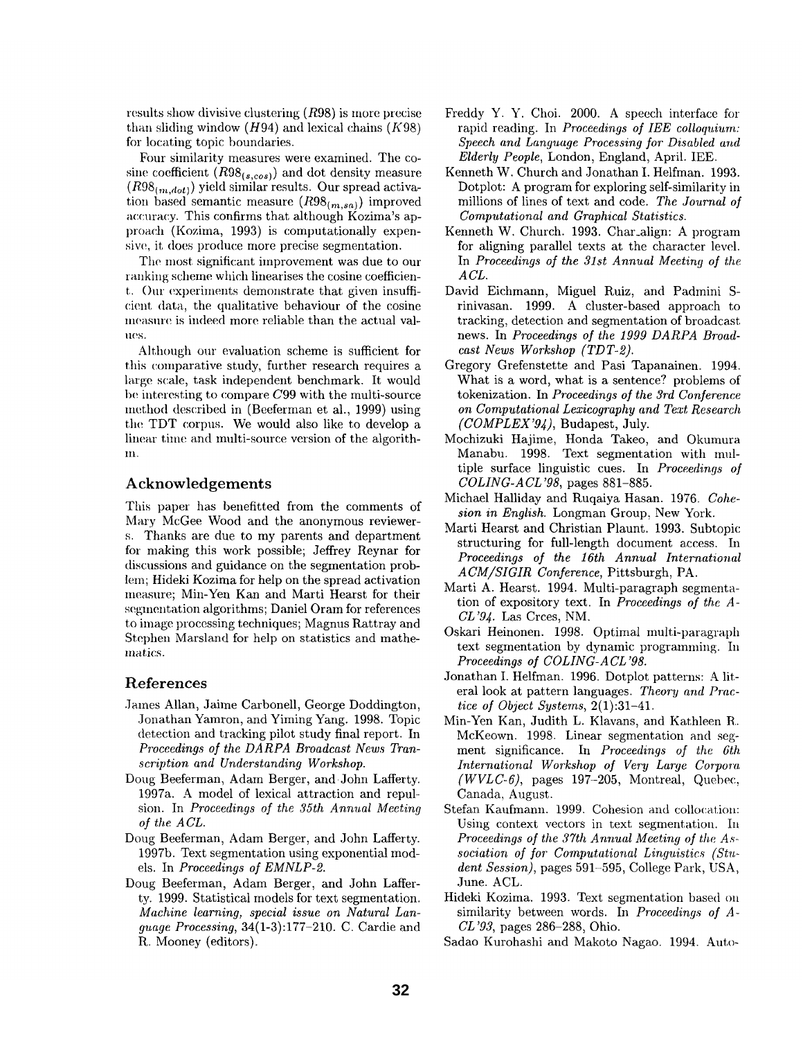results show divisive clustering ($R98$) is more precise than sliding window ($H94$) and lexical chains ($K98$) for locating topic boundaries.

Four similarity measures were examined. The cosine coefficient ($R98_{(s,cos)}$) and dot density measure ($R98_{(m,dot)}$) yield similar results. Our spread activation based semantic measure ($R98_{(m,sa)}$) improved accuracy. This confirms that although Kozima's approach (Kozima, 1993) is computationally expensive, it does produce more precise segmentation.

The most significant improvement was due to our ranking scheme which linearises the cosine coefficient. Our experiments demonstrate that given insufficient data, the qualitative behaviour of the cosine measure is indeed more reliable than the actual values.

Although our evaluation scheme is sufficient for this comparative study, further research requires a large scale, task independent benchmark. It would be interesting to compare $C99$ with the multi-source method described in (Beeferman et al., 1999) using the TDT corpus. We would also like to develop a linear time and multi-source version of the algorithm.

## Acknowledgements

This paper has benefitted from the comments of Mary McGee Wood and the anonymous reviewers. Thanks are due to my parents and department for making this work possible; Jeffrey Reynar for discussions and guidance on the segmentation problem; Hideki Kozima for help on the spread activation measure; Min-Yen Kan and Marti Hearst for their segmentation algorithms; Daniel Oram for references to image processing techniques; Magnus Rattray and Stephen Marsland for help on statistics and mathematics.

## References

James Allan, Jaime Carbonell, George Doddington, Jonathan Yamron, and Yiming Yang. 1998. Topic detection and tracking pilot study final report. In *Proceedings of the DARPA Broadcast News Transcription and Understanding Workshop*.

Doug Beeferman, Adam Berger, and John Lafferty. 1997a. A model of lexical attraction and repulsion. In *Proceedings of the 35th Annual Meeting of the ACL*.

Doug Beeferman, Adam Berger, and John Lafferty. 1997b. Text segmentation using exponential models. In *Proceedings of EMNLP-2*.

Doug Beeferman, Adam Berger, and John Lafferty. 1999. Statistical models for text segmentation. *Machine learning, special issue on Natural Language Processing*, 34(1-3):177–210. C. Cardie and R. Mooney (editors).

Freddy Y. Y. Choi. 2000. A speech interface for rapid reading. In *Proceedings of IEE colloquium: Speech and Language Processing for Disabled and Elderly People*, London, England, April. IEE.

Kenneth W. Church and Jonathan I. Helfman. 1993. Dotplot: A program for exploring self-similarity in millions of lines of text and code. *The Journal of Computational and Graphical Statistics*.

Kenneth W. Church. 1993. Char_align: A program for aligning parallel texts at the character level. In *Proceedings of the 31st Annual Meeting of the ACL*.

David Eichmann, Miguel Ruiz, and Padmini Srinivasan. 1999. A cluster-based approach to tracking, detection and segmentation of broadcast news. In *Proceedings of the 1999 DARPA Broadcast News Workshop (TDT-2)*.

Gregory Grefenstette and Pasi Tapanainen. 1994. What is a word, what is a sentence? problems of tokenization. In *Proceedings of the 3rd Conference on Computational Lexicography and Text Research (COMPLEX'94)*, Budapest, July.

Mochizuki Hajime, Honda Takeo, and Okumura Manabu. 1998. Text segmentation with multiple surface linguistic cues. In *Proceedings of COLING-ACL'98*, pages 881–885.

Michael Halliday and Ruqaiya Hasan. 1976. *Cohesion in English*. Longman Group, New York.

Marti Hearst and Christian Plaunt. 1993. Subtopic structuring for full-length document access. In *Proceedings of the 16th Annual International ACM/SIGIR Conference*, Pittsburgh, PA.

Marti A. Hearst. 1994. Multi-paragraph segmentation of expository text. In *Proceedings of the ACL'94*. Las Crces, NM.

Oskari Heinonen. 1998. Optimal multi-paragraph text segmentation by dynamic programming. In *Proceedings of COLING-ACL'98*.

Jonathan I. Helfman. 1996. Dotplot patterns: A literal look at pattern languages. *Theory and Practice of Object Systems*, 2(1):31–41.

Min-Yen Kan, Judith L. Klavans, and Kathleen R. McKeown. 1998. Linear segmentation and segment significance. In *Proceedings of the 6th International Workshop of Very Large Corpora (WVLC-6)*, pages 197–205, Montreal, Quebec, Canada, August.

Stefan Kaufmann. 1999. Cohesion and collocation: Using context vectors in text segmentation. In *Proceedings of the 37th Annual Meeting of the Association of for Computational Linguistics (Student Session)*, pages 591–595, College Park, USA, June. ACL.

Hideki Kozima. 1993. Text segmentation based on similarity between words. In *Proceedings of ACL'93*, pages 286–288, Ohio.

Sadao Kurohashi and Makoto Nagao. 1994. Auto-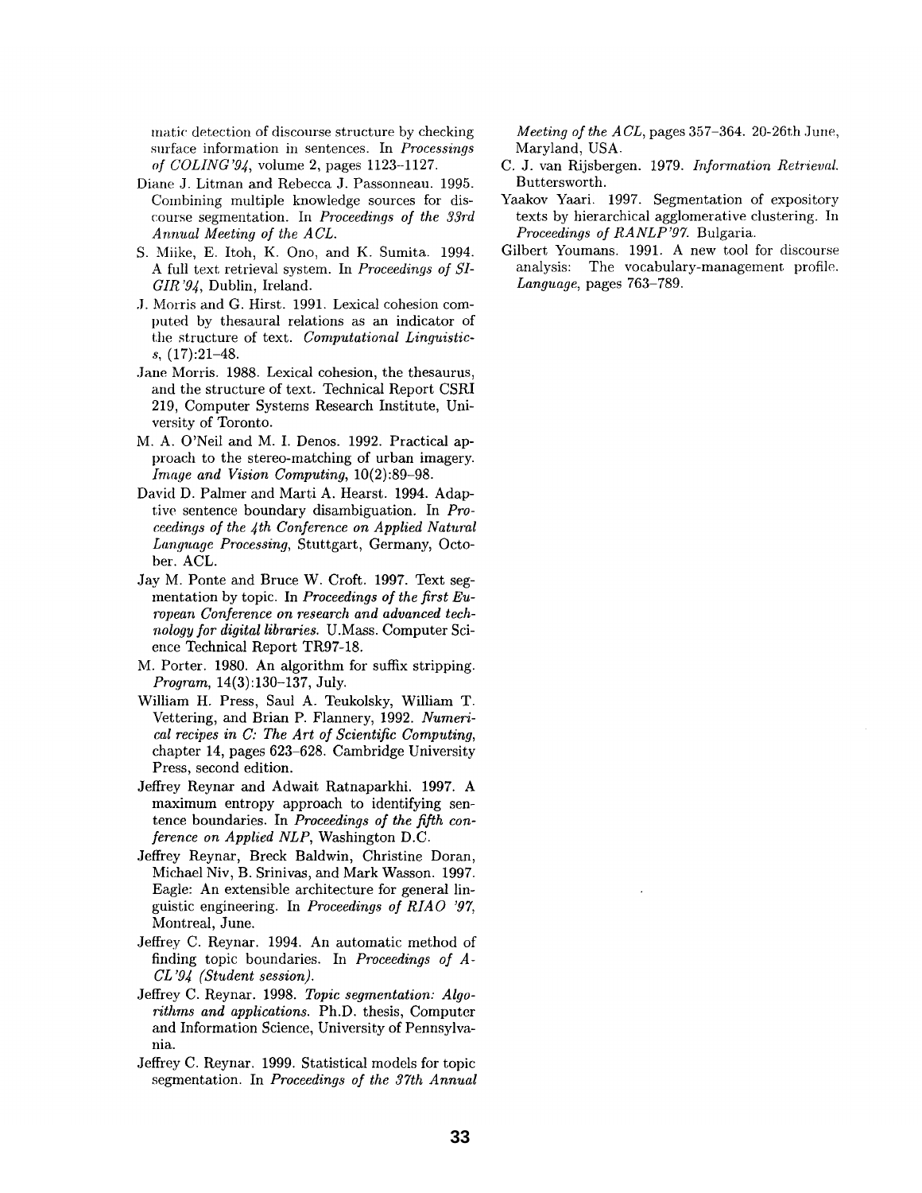matic detection of discourse structure by checking surface information in sentences. In *Processings of COLING'94*, volume 2, pages 1123–1127.

Diane J. Litman and Rebecca J. Passonneau. 1995. Combining multiple knowledge sources for discourse segmentation. In *Proceedings of the 33rd Annual Meeting of the ACL.*

S. Miike, E. Itoh, K. Ono, and K. Sumita. 1994. A full text retrieval system. In *Proceedings of SIGIR'94*, Dublin, Ireland.

J. Morris and G. Hirst. 1991. Lexical cohesion computed by thesaural relations as an indicator of the structure of text. *Computational Linguistics*, (17):21–48.

Jane Morris. 1988. Lexical cohesion, the thesaurus, and the structure of text. Technical Report CSRI 219, Computer Systems Research Institute, University of Toronto.

M. A. O'Neil and M. I. Denos. 1992. Practical approach to the stereo-matching of urban imagery. *Image and Vision Computing*, 10(2):89–98.

David D. Palmer and Marti A. Hearst. 1994. Adaptive sentence boundary disambiguation. In *Proceedings of the 4th Conference on Applied Natural Language Processing*, Stuttgart, Germany, October. ACL.

Jay M. Ponte and Bruce W. Croft. 1997. Text segmentation by topic. In *Proceedings of the first European Conference on research and advanced technology for digital libraries.* U.Mass. Computer Science Technical Report TR97-18.

M. Porter. 1980. An algorithm for suffix stripping. *Program*, 14(3):130–137, July.

William H. Press, Saul A. Teukolsky, William T. Vettering, and Brian P. Flannery, 1992. *Numerical recipes in C: The Art of Scientific Computing*, chapter 14, pages 623–628. Cambridge University Press, second edition.

Jeffrey Reynar and Adwait Ratnaparkhi. 1997. A maximum entropy approach to identifying sentence boundaries. In *Proceedings of the fifth conference on Applied NLP*, Washington D.C.

Jeffrey Reynar, Breck Baldwin, Christine Doran, Michael Niv, B. Srinivas, and Mark Wasson. 1997. Eagle: An extensible architecture for general linguistic engineering. In *Proceedings of RIAO '97*, Montreal, June.

Jeffrey C. Reynar. 1994. An automatic method of finding topic boundaries. In *Proceedings of ACL'94 (Student session).*

Jeffrey C. Reynar. 1998. *Topic segmentation: Algorithms and applications.* Ph.D. thesis, Computer and Information Science, University of Pennsylvania.

Jeffrey C. Reynar. 1999. Statistical models for topic segmentation. In *Proceedings of the 37th Annual Meeting of the ACL*, pages 357–364. 20-26th June, Maryland, USA.

C. J. van Rijsbergen. 1979. *Information Retrieval.* Buttersworth.

Yaakov Yaari. 1997. Segmentation of expository texts by hierarchical agglomerative clustering. In *Proceedings of RANLP'97.* Bulgaria.

Gilbert Youmans. 1991. A new tool for discourse analysis: The vocabulary-management profile. *Language*, pages 763–789.